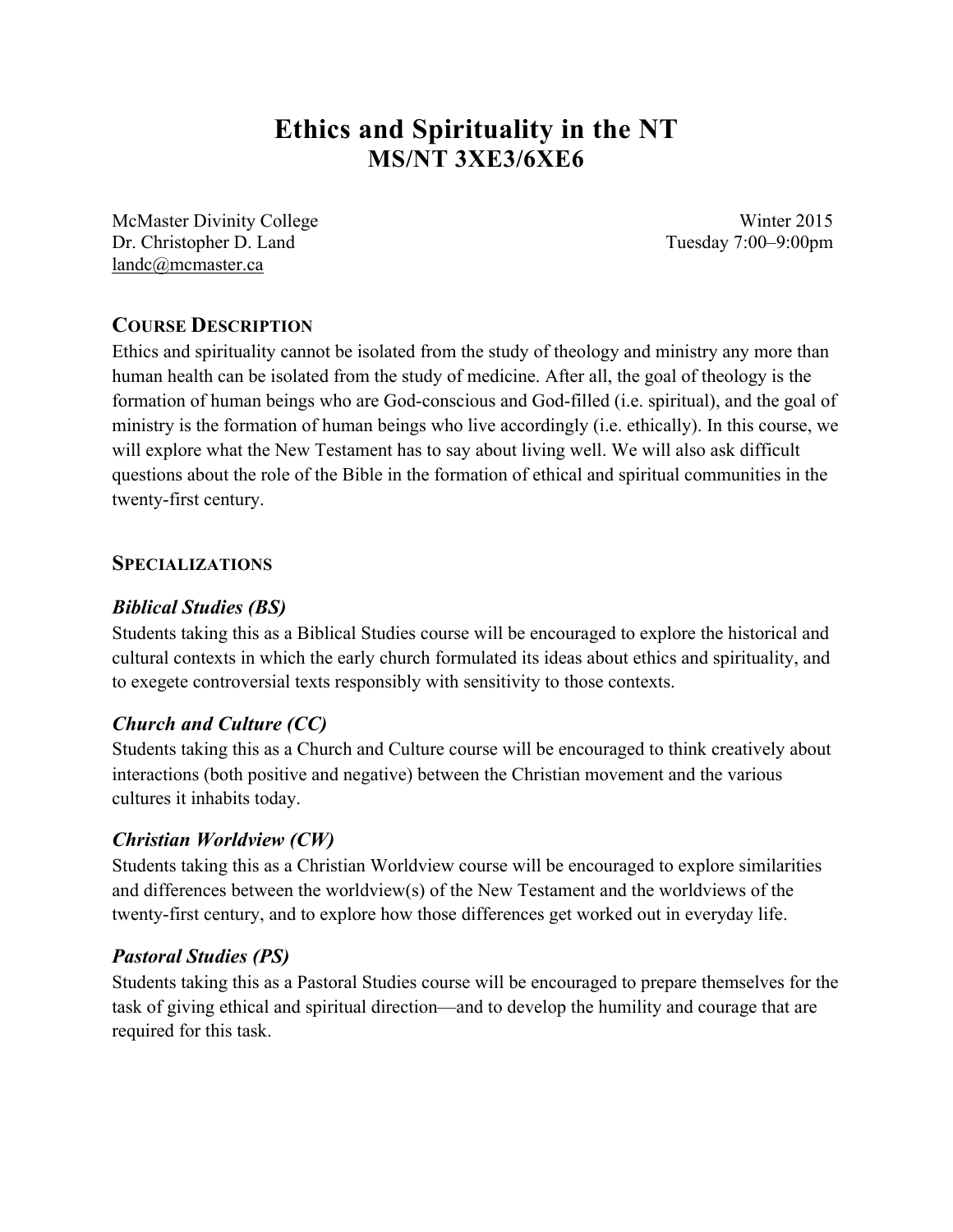# Ethics and Spirituality in the NT
## MS/NT 3XE3/6XE6

McMaster Divinity College
Dr. Christopher D. Land
landc@mcmaster.ca

Winter 2015
Tuesday 7:00–9:00pm

## COURSE DESCRIPTION

Ethics and spirituality cannot be isolated from the study of theology and ministry any more than human health can be isolated from the study of medicine. After all, the goal of theology is the formation of human beings who are God-conscious and God-filled (i.e. spiritual), and the goal of ministry is the formation of human beings who live accordingly (i.e. ethically). In this course, we will explore what the New Testament has to say about living well. We will also ask difficult questions about the role of the Bible in the formation of ethical and spiritual communities in the twenty-first century.

## SPECIALIZATIONS

### *Biblical Studies (BS)*

Students taking this as a Biblical Studies course will be encouraged to explore the historical and cultural contexts in which the early church formulated its ideas about ethics and spirituality, and to exegete controversial texts responsibly with sensitivity to those contexts.

### *Church and Culture (CC)*

Students taking this as a Church and Culture course will be encouraged to think creatively about interactions (both positive and negative) between the Christian movement and the various cultures it inhabits today.

### *Christian Worldview (CW)*

Students taking this as a Christian Worldview course will be encouraged to explore similarities and differences between the worldview(s) of the New Testament and the worldviews of the twenty-first century, and to explore how those differences get worked out in everyday life.

### *Pastoral Studies (PS)*

Students taking this as a Pastoral Studies course will be encouraged to prepare themselves for the task of giving ethical and spiritual direction—and to develop the humility and courage that are required for this task.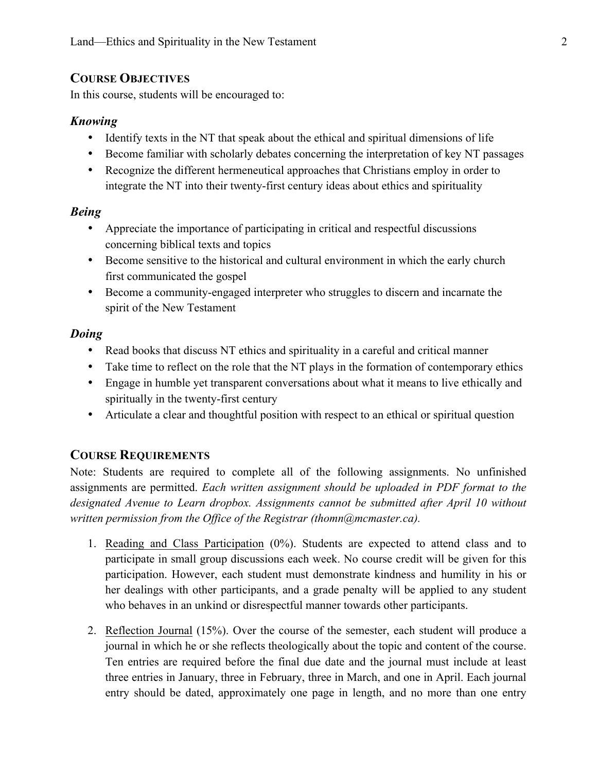## Course Objectives

In this course, students will be encouraged to:

### *Knowing*

- Identify texts in the NT that speak about the ethical and spiritual dimensions of life
- Become familiar with scholarly debates concerning the interpretation of key NT passages
- Recognize the different hermeneutical approaches that Christians employ in order to integrate the NT into their twenty-first century ideas about ethics and spirituality

### *Being*

- Appreciate the importance of participating in critical and respectful discussions concerning biblical texts and topics
- Become sensitive to the historical and cultural environment in which the early church first communicated the gospel
- Become a community-engaged interpreter who struggles to discern and incarnate the spirit of the New Testament

### *Doing*

- Read books that discuss NT ethics and spirituality in a careful and critical manner
- Take time to reflect on the role that the NT plays in the formation of contemporary ethics
- Engage in humble yet transparent conversations about what it means to live ethically and spiritually in the twenty-first century
- Articulate a clear and thoughtful position with respect to an ethical or spiritual question

## Course Requirements

Note: Students are required to complete all of the following assignments. No unfinished assignments are permitted. *Each written assignment should be uploaded in PDF format to the designated Avenue to Learn dropbox. Assignments cannot be submitted after April 10 without written permission from the Office of the Registrar (thomn@mcmaster.ca).*

1. <u>Reading and Class Participation</u> (0%). Students are expected to attend class and to participate in small group discussions each week. No course credit will be given for this participation. However, each student must demonstrate kindness and humility in his or her dealings with other participants, and a grade penalty will be applied to any student who behaves in an unkind or disrespectful manner towards other participants.

2. <u>Reflection Journal</u> (15%). Over the course of the semester, each student will produce a journal in which he or she reflects theologically about the topic and content of the course. Ten entries are required before the final due date and the journal must include at least three entries in January, three in February, three in March, and one in April. Each journal entry should be dated, approximately one page in length, and no more than one entry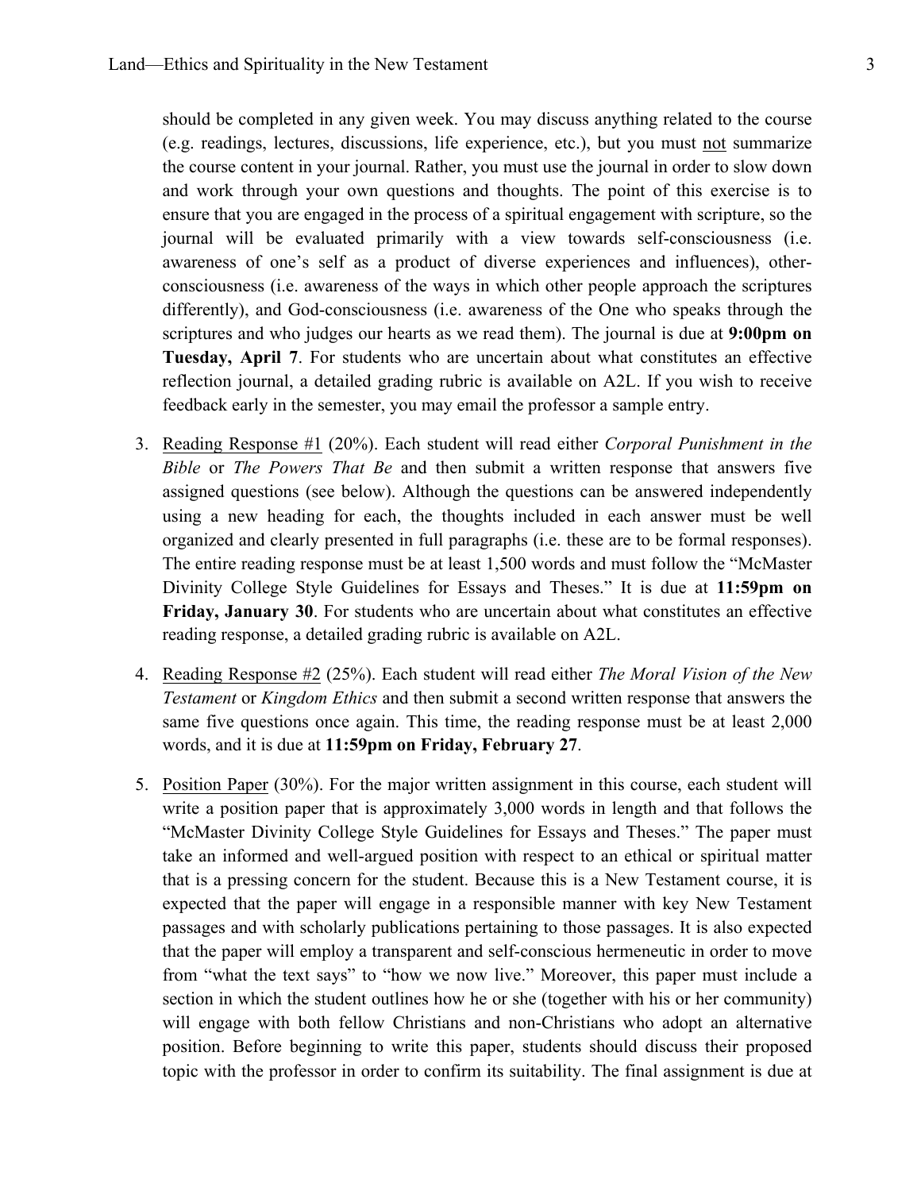should be completed in any given week. You may discuss anything related to the course (e.g. readings, lectures, discussions, life experience, etc.), but you must <u>not</u> summarize the course content in your journal. Rather, you must use the journal in order to slow down and work through your own questions and thoughts. The point of this exercise is to ensure that you are engaged in the process of a spiritual engagement with scripture, so the journal will be evaluated primarily with a view towards self-consciousness (i.e. awareness of one's self as a product of diverse experiences and influences), other-consciousness (i.e. awareness of the ways in which other people approach the scriptures differently), and God-consciousness (i.e. awareness of the One who speaks through the scriptures and who judges our hearts as we read them). The journal is due at **9:00pm on Tuesday, April 7**. For students who are uncertain about what constitutes an effective reflection journal, a detailed grading rubric is available on A2L. If you wish to receive feedback early in the semester, you may email the professor a sample entry.

3. <u>Reading Response #1</u> (20%). Each student will read either *Corporal Punishment in the Bible* or *The Powers That Be* and then submit a written response that answers five assigned questions (see below). Although the questions can be answered independently using a new heading for each, the thoughts included in each answer must be well organized and clearly presented in full paragraphs (i.e. these are to be formal responses). The entire reading response must be at least 1,500 words and must follow the "McMaster Divinity College Style Guidelines for Essays and Theses." It is due at **11:59pm on Friday, January 30**. For students who are uncertain about what constitutes an effective reading response, a detailed grading rubric is available on A2L.

4. <u>Reading Response #2</u> (25%). Each student will read either *The Moral Vision of the New Testament* or *Kingdom Ethics* and then submit a second written response that answers the same five questions once again. This time, the reading response must be at least 2,000 words, and it is due at **11:59pm on Friday, February 27**.

5. <u>Position Paper</u> (30%). For the major written assignment in this course, each student will write a position paper that is approximately 3,000 words in length and that follows the "McMaster Divinity College Style Guidelines for Essays and Theses." The paper must take an informed and well-argued position with respect to an ethical or spiritual matter that is a pressing concern for the student. Because this is a New Testament course, it is expected that the paper will engage in a responsible manner with key New Testament passages and with scholarly publications pertaining to those passages. It is also expected that the paper will employ a transparent and self-conscious hermeneutic in order to move from "what the text says" to "how we now live." Moreover, this paper must include a section in which the student outlines how he or she (together with his or her community) will engage with both fellow Christians and non-Christians who adopt an alternative position. Before beginning to write this paper, students should discuss their proposed topic with the professor in order to confirm its suitability. The final assignment is due at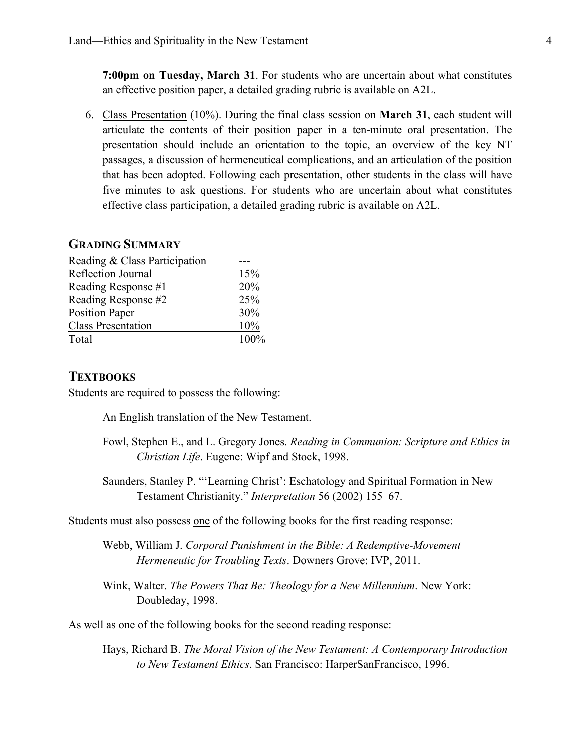**7:00pm on Tuesday, March 31**. For students who are uncertain about what constitutes an effective position paper, a detailed grading rubric is available on A2L.

6. Class Presentation (10%). During the final class session on **March 31**, each student will articulate the contents of their position paper in a ten-minute oral presentation. The presentation should include an orientation to the topic, an overview of the key NT passages, a discussion of hermeneutical complications, and an articulation of the position that has been adopted. Following each presentation, other students in the class will have five minutes to ask questions. For students who are uncertain about what constitutes effective class participation, a detailed grading rubric is available on A2L.

## GRADING SUMMARY

| | |
|---|---|
| Reading & Class Participation | --- |
| Reflection Journal | 15% |
| Reading Response #1 | 20% |
| Reading Response #2 | 25% |
| Position Paper | 30% |
| Class Presentation | 10% |
| Total | 100% |

## TEXTBOOKS

Students are required to possess the following:

An English translation of the New Testament.

Fowl, Stephen E., and L. Gregory Jones. *Reading in Communion: Scripture and Ethics in Christian Life*. Eugene: Wipf and Stock, 1998.

Saunders, Stanley P. "'Learning Christ': Eschatology and Spiritual Formation in New Testament Christianity." *Interpretation* 56 (2002) 155–67.

Students must also possess one of the following books for the first reading response:

Webb, William J. *Corporal Punishment in the Bible: A Redemptive-Movement Hermeneutic for Troubling Texts*. Downers Grove: IVP, 2011.

Wink, Walter. *The Powers That Be: Theology for a New Millennium*. New York: Doubleday, 1998.

As well as one of the following books for the second reading response:

Hays, Richard B. *The Moral Vision of the New Testament: A Contemporary Introduction to New Testament Ethics*. San Francisco: HarperSanFrancisco, 1996.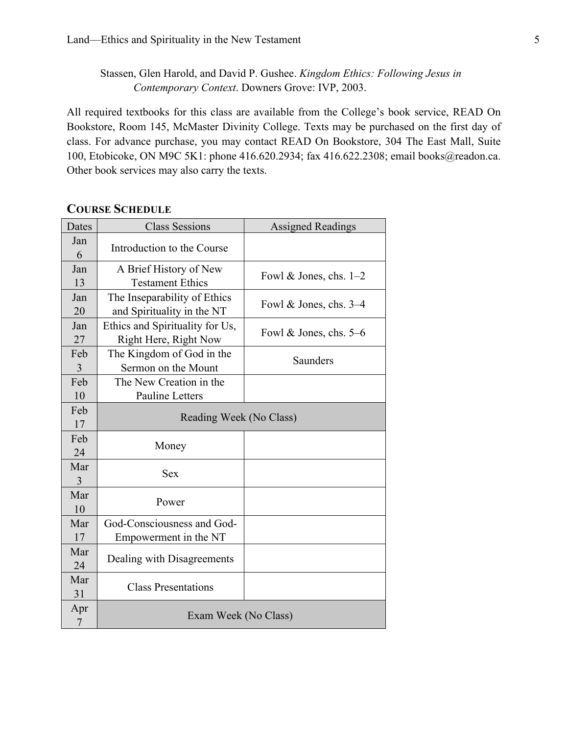Stassen, Glen Harold, and David P. Gushee. *Kingdom Ethics: Following Jesus in Contemporary Context*. Downers Grove: IVP, 2003.

All required textbooks for this class are available from the College's book service, READ On Bookstore, Room 145, McMaster Divinity College. Texts may be purchased on the first day of class. For advance purchase, you may contact READ On Bookstore, 304 The East Mall, Suite 100, Etobicoke, ON M9C 5K1: phone 416.620.2934; fax 416.622.2308; email books@readon.ca. Other book services may also carry the texts.

## COURSE SCHEDULE

| Dates | Class Sessions | Assigned Readings |
|---|---|---|
| Jan 6 | Introduction to the Course | |
| Jan 13 | A Brief History of New Testament Ethics | Fowl & Jones, chs. 1–2 |
| Jan 20 | The Inseparability of Ethics and Spirituality in the NT | Fowl & Jones, chs. 3–4 |
| Jan 27 | Ethics and Spirituality for Us, Right Here, Right Now | Fowl & Jones, chs. 5–6 |
| Feb 3 | The Kingdom of God in the Sermon on the Mount | Saunders |
| Feb 10 | The New Creation in the Pauline Letters | |
| Feb 17 | Reading Week (No Class) | |
| Feb 24 | Money | |
| Mar 3 | Sex | |
| Mar 10 | Power | |
| Mar 17 | God-Consciousness and God-Empowerment in the NT | |
| Mar 24 | Dealing with Disagreements | |
| Mar 31 | Class Presentations | |
| Apr 7 | Exam Week (No Class) | |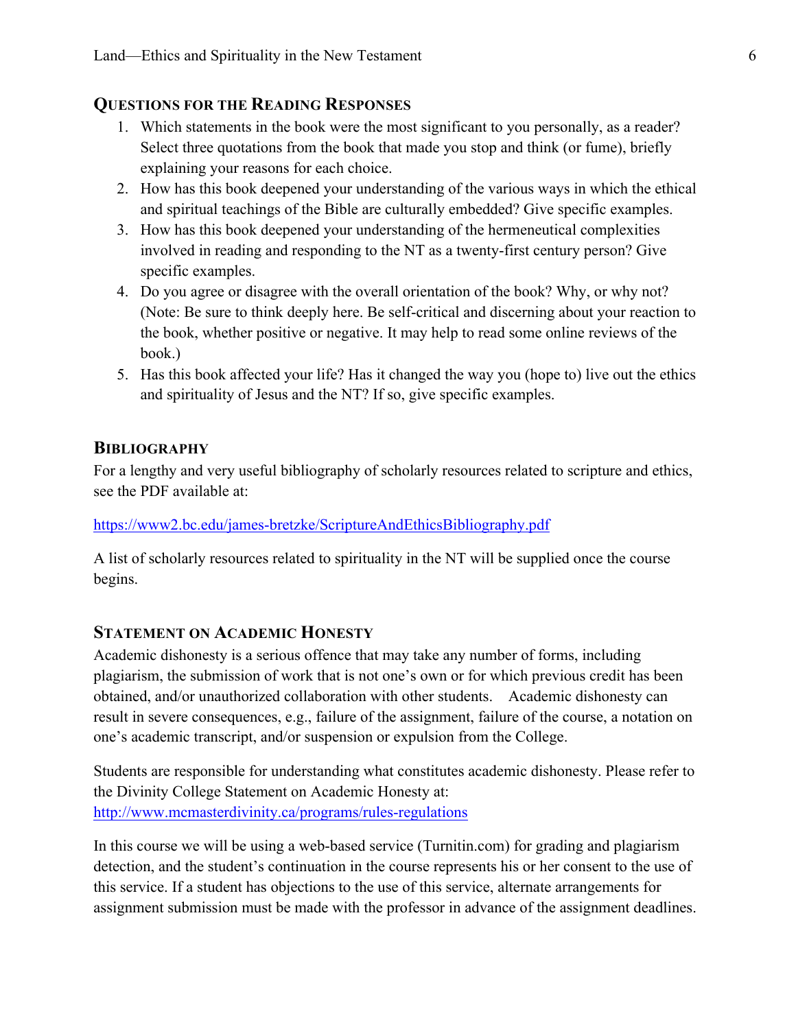## Questions for the Reading Responses

1. Which statements in the book were the most significant to you personally, as a reader? Select three quotations from the book that made you stop and think (or fume), briefly explaining your reasons for each choice.
2. How has this book deepened your understanding of the various ways in which the ethical and spiritual teachings of the Bible are culturally embedded? Give specific examples.
3. How has this book deepened your understanding of the hermeneutical complexities involved in reading and responding to the NT as a twenty-first century person? Give specific examples.
4. Do you agree or disagree with the overall orientation of the book? Why, or why not? (Note: Be sure to think deeply here. Be self-critical and discerning about your reaction to the book, whether positive or negative. It may help to read some online reviews of the book.)
5. Has this book affected your life? Has it changed the way you (hope to) live out the ethics and spirituality of Jesus and the NT? If so, give specific examples.

## Bibliography

For a lengthy and very useful bibliography of scholarly resources related to scripture and ethics, see the PDF available at:

https://www2.bc.edu/james-bretzke/ScriptureAndEthicsBibliography.pdf

A list of scholarly resources related to spirituality in the NT will be supplied once the course begins.

## Statement on Academic Honesty

Academic dishonesty is a serious offence that may take any number of forms, including plagiarism, the submission of work that is not one's own or for which previous credit has been obtained, and/or unauthorized collaboration with other students. Academic dishonesty can result in severe consequences, e.g., failure of the assignment, failure of the course, a notation on one's academic transcript, and/or suspension or expulsion from the College.

Students are responsible for understanding what constitutes academic dishonesty. Please refer to the Divinity College Statement on Academic Honesty at:
http://www.mcmasterdivinity.ca/programs/rules-regulations

In this course we will be using a web-based service (Turnitin.com) for grading and plagiarism detection, and the student's continuation in the course represents his or her consent to the use of this service. If a student has objections to the use of this service, alternate arrangements for assignment submission must be made with the professor in advance of the assignment deadlines.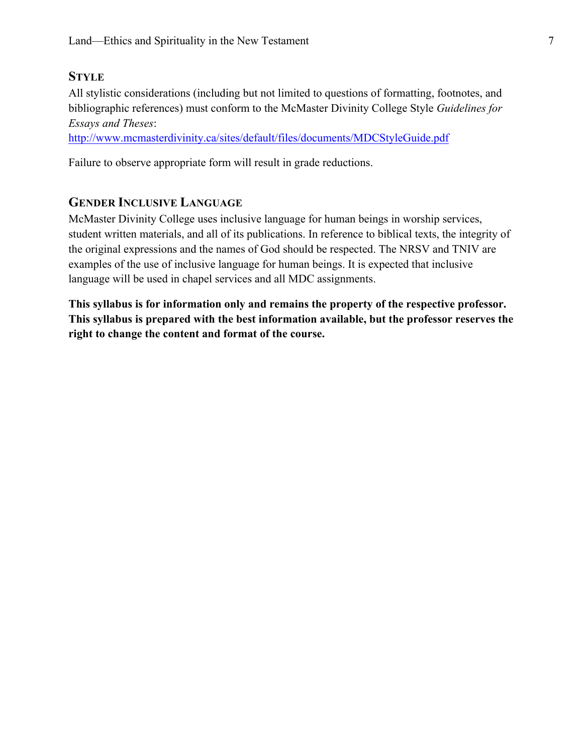## STYLE

All stylistic considerations (including but not limited to questions of formatting, footnotes, and bibliographic references) must conform to the McMaster Divinity College Style *Guidelines for Essays and Theses*:
http://www.mcmasterdivinity.ca/sites/default/files/documents/MDCStyleGuide.pdf

Failure to observe appropriate form will result in grade reductions.

## GENDER INCLUSIVE LANGUAGE

McMaster Divinity College uses inclusive language for human beings in worship services, student written materials, and all of its publications. In reference to biblical texts, the integrity of the original expressions and the names of God should be respected. The NRSV and TNIV are examples of the use of inclusive language for human beings. It is expected that inclusive language will be used in chapel services and all MDC assignments.

**This syllabus is for information only and remains the property of the respective professor. This syllabus is prepared with the best information available, but the professor reserves the right to change the content and format of the course.**